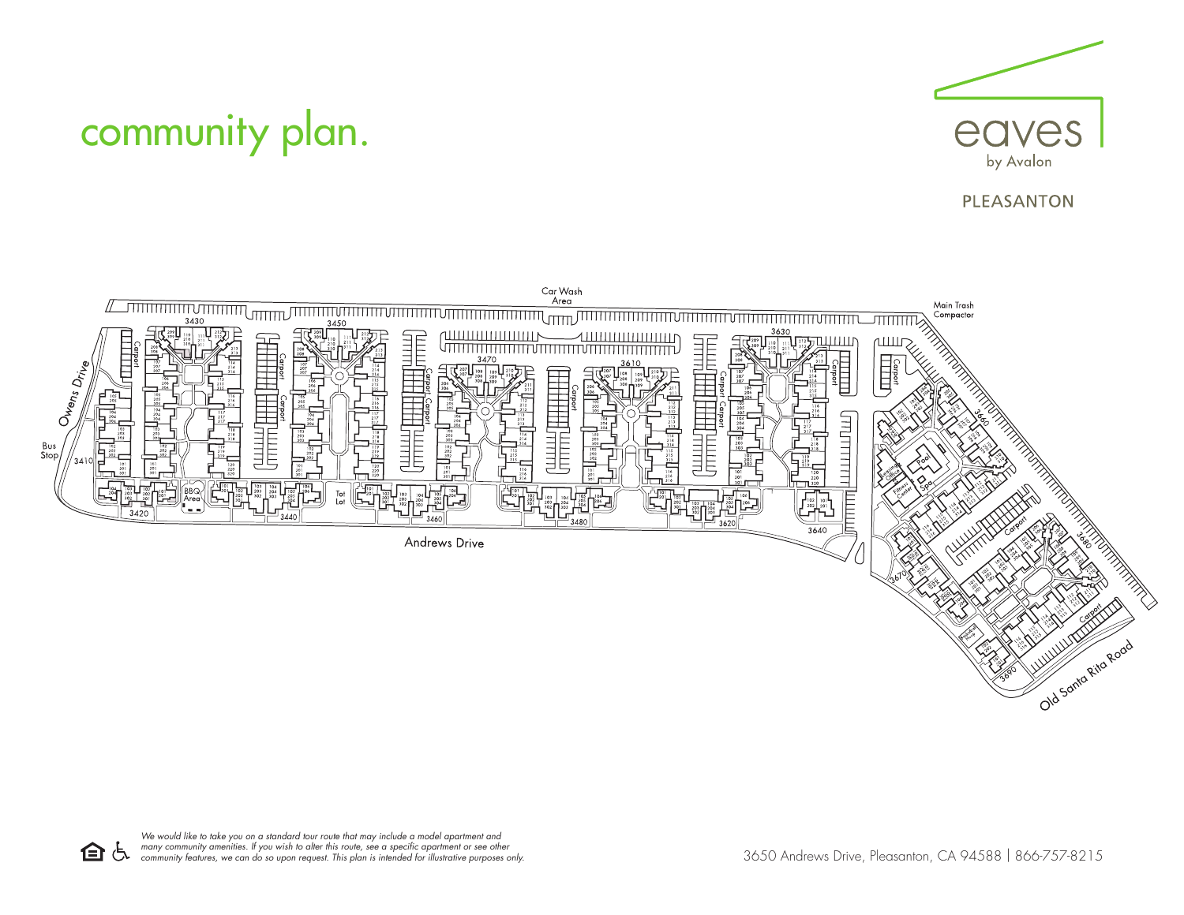# community plan.

eaves
by Avalon

PLEASANTON

Car Wash Area

Main Trash Compactor

3430 · 3450 · 3470 · 3610 · 3630 · 3410 · 3420 · 3440 · 3460 · 3480 · 3620 · 3640 · 3660 · 3670 · 3680 · 3690

Owens Drive

Bus Stop

BBQ Area

Tot Lot

Carport

Leasing Office · Fitness Center · Pool · Spa

Andrews Drive

Old Santa Rita Road

*We would like to take you on a standard tour route that may include a model apartment and many community amenities. If you wish to alter this route, see a specific apartment or see other community features, we can do so upon request. This plan is intended for illustrative purposes only.*

3650 Andrews Drive, Pleasanton, CA 94588 | 866-757-8215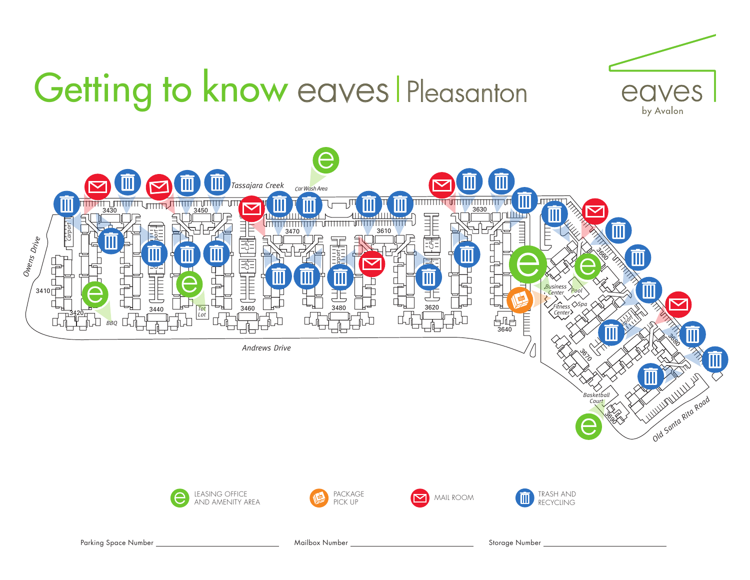# Getting to know eaves | Pleasanton

eaves
by Avalon

Tassajara Creek
Car Wash Area
Owens Drive
3410
3420
3430
3440
3450
3460
3470
3480
3610
3620
3630
3640
3660
3670
3680
3690
Carport
CP
BBQ
Tot Lot
Andrews Drive
Business Center
Pool
Spa
Fitness Center
Basketball Court
Old Santa Rita Road

LEASING OFFICE AND AMENITY AREA
PACKAGE PICK UP
MAIL ROOM
TRASH AND RECYCLING

Parking Space Number ______________________

Mailbox Number ______________________

Storage Number ______________________